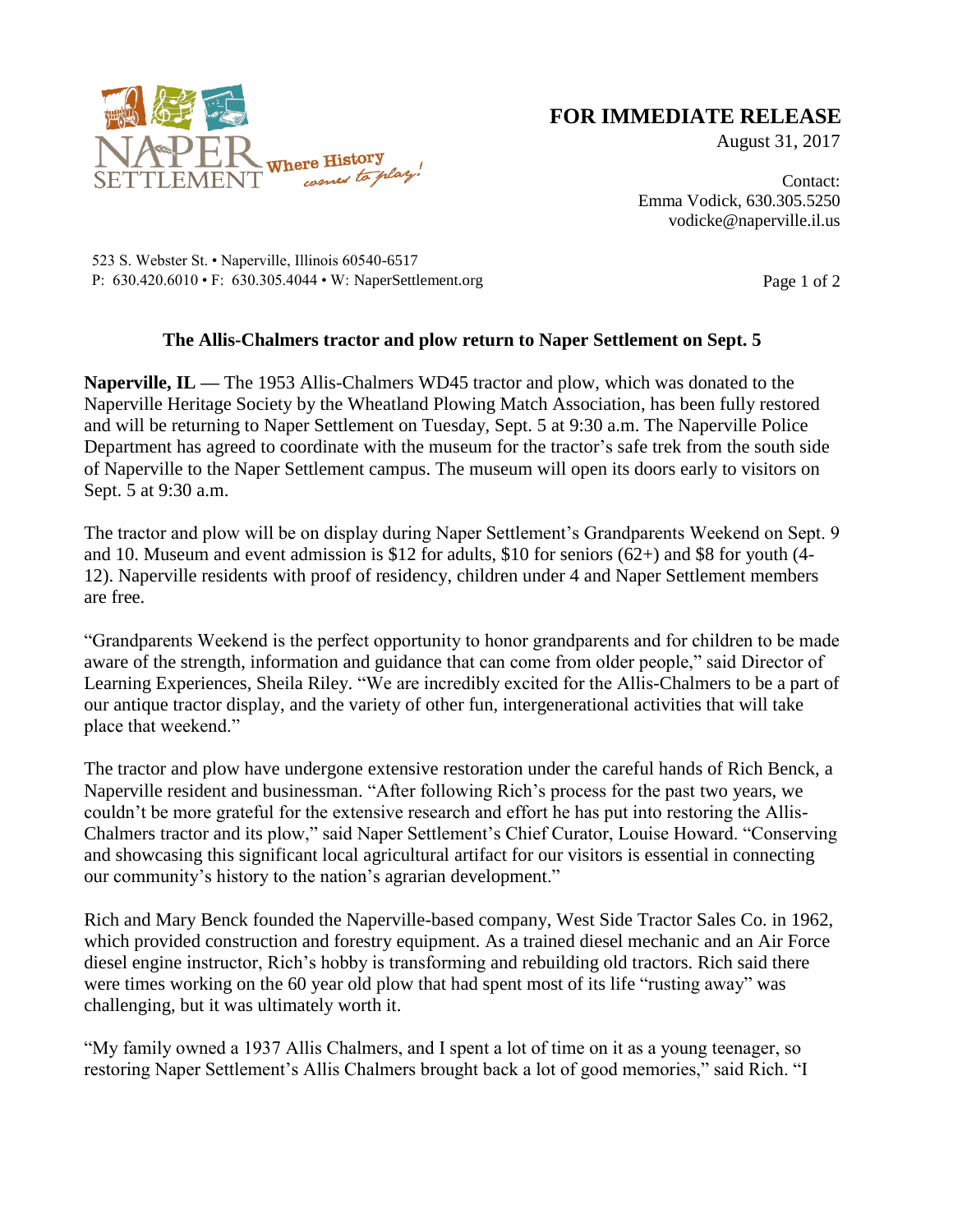**FOR IMMEDIATE RELEASE**

August 31, 2017

Contact:
Emma Vodick, 630.305.5250
vodicke@naperville.il.us

NAPER SETTLEMENT Where History comes to play!

523 S. Webster St. • Naperville, Illinois 60540-6517
P: 630.420.6010 • F: 630.305.4044 • W: NaperSettlement.org

## The Allis-Chalmers tractor and plow return to Naper Settlement on Sept. 5

**Naperville, IL —** The 1953 Allis-Chalmers WD45 tractor and plow, which was donated to the Naperville Heritage Society by the Wheatland Plowing Match Association, has been fully restored and will be returning to Naper Settlement on Tuesday, Sept. 5 at 9:30 a.m. The Naperville Police Department has agreed to coordinate with the museum for the tractor's safe trek from the south side of Naperville to the Naper Settlement campus. The museum will open its doors early to visitors on Sept. 5 at 9:30 a.m.

The tractor and plow will be on display during Naper Settlement's Grandparents Weekend on Sept. 9 and 10. Museum and event admission is $12 for adults, $10 for seniors (62+) and $8 for youth (4-12). Naperville residents with proof of residency, children under 4 and Naper Settlement members are free.

"Grandparents Weekend is the perfect opportunity to honor grandparents and for children to be made aware of the strength, information and guidance that can come from older people," said Director of Learning Experiences, Sheila Riley. "We are incredibly excited for the Allis-Chalmers to be a part of our antique tractor display, and the variety of other fun, intergenerational activities that will take place that weekend."

The tractor and plow have undergone extensive restoration under the careful hands of Rich Benck, a Naperville resident and businessman. "After following Rich's process for the past two years, we couldn't be more grateful for the extensive research and effort he has put into restoring the Allis-Chalmers tractor and its plow," said Naper Settlement's Chief Curator, Louise Howard. "Conserving and showcasing this significant local agricultural artifact for our visitors is essential in connecting our community's history to the nation's agrarian development."

Rich and Mary Benck founded the Naperville-based company, West Side Tractor Sales Co. in 1962, which provided construction and forestry equipment. As a trained diesel mechanic and an Air Force diesel engine instructor, Rich's hobby is transforming and rebuilding old tractors. Rich said there were times working on the 60 year old plow that had spent most of its life "rusting away" was challenging, but it was ultimately worth it.

"My family owned a 1937 Allis Chalmers, and I spent a lot of time on it as a young teenager, so restoring Naper Settlement's Allis Chalmers brought back a lot of good memories," said Rich. "I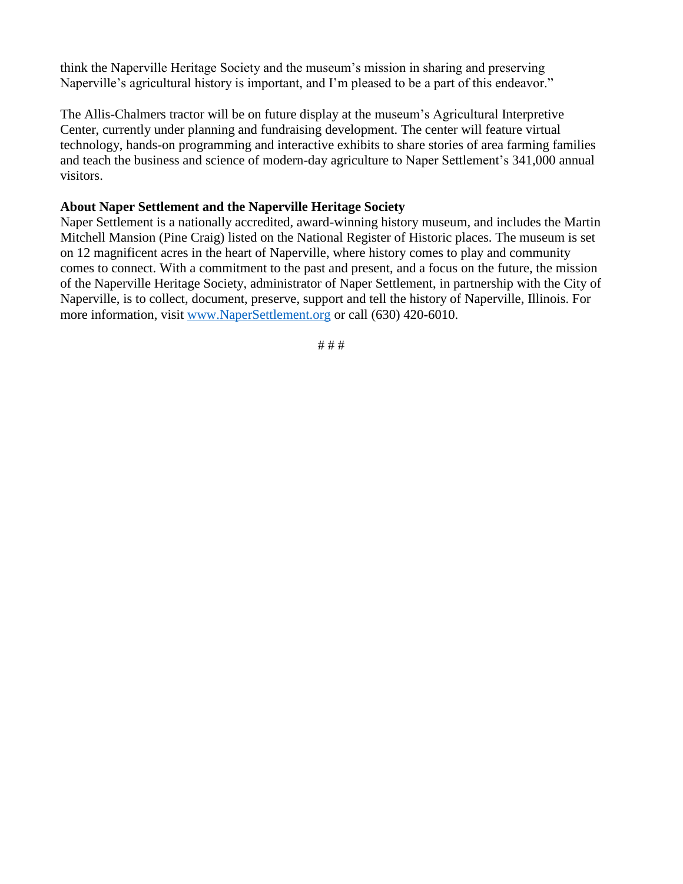think the Naperville Heritage Society and the museum's mission in sharing and preserving Naperville's agricultural history is important, and I'm pleased to be a part of this endeavor."

The Allis-Chalmers tractor will be on future display at the museum's Agricultural Interpretive Center, currently under planning and fundraising development. The center will feature virtual technology, hands-on programming and interactive exhibits to share stories of area farming families and teach the business and science of modern-day agriculture to Naper Settlement's 341,000 annual visitors.

**About Naper Settlement and the Naperville Heritage Society**

Naper Settlement is a nationally accredited, award-winning history museum, and includes the Martin Mitchell Mansion (Pine Craig) listed on the National Register of Historic places. The museum is set on 12 magnificent acres in the heart of Naperville, where history comes to play and community comes to connect. With a commitment to the past and present, and a focus on the future, the mission of the Naperville Heritage Society, administrator of Naper Settlement, in partnership with the City of Naperville, is to collect, document, preserve, support and tell the history of Naperville, Illinois. For more information, visit [www.NaperSettlement.org](http://www.NaperSettlement.org) or call (630) 420-6010.

# # #